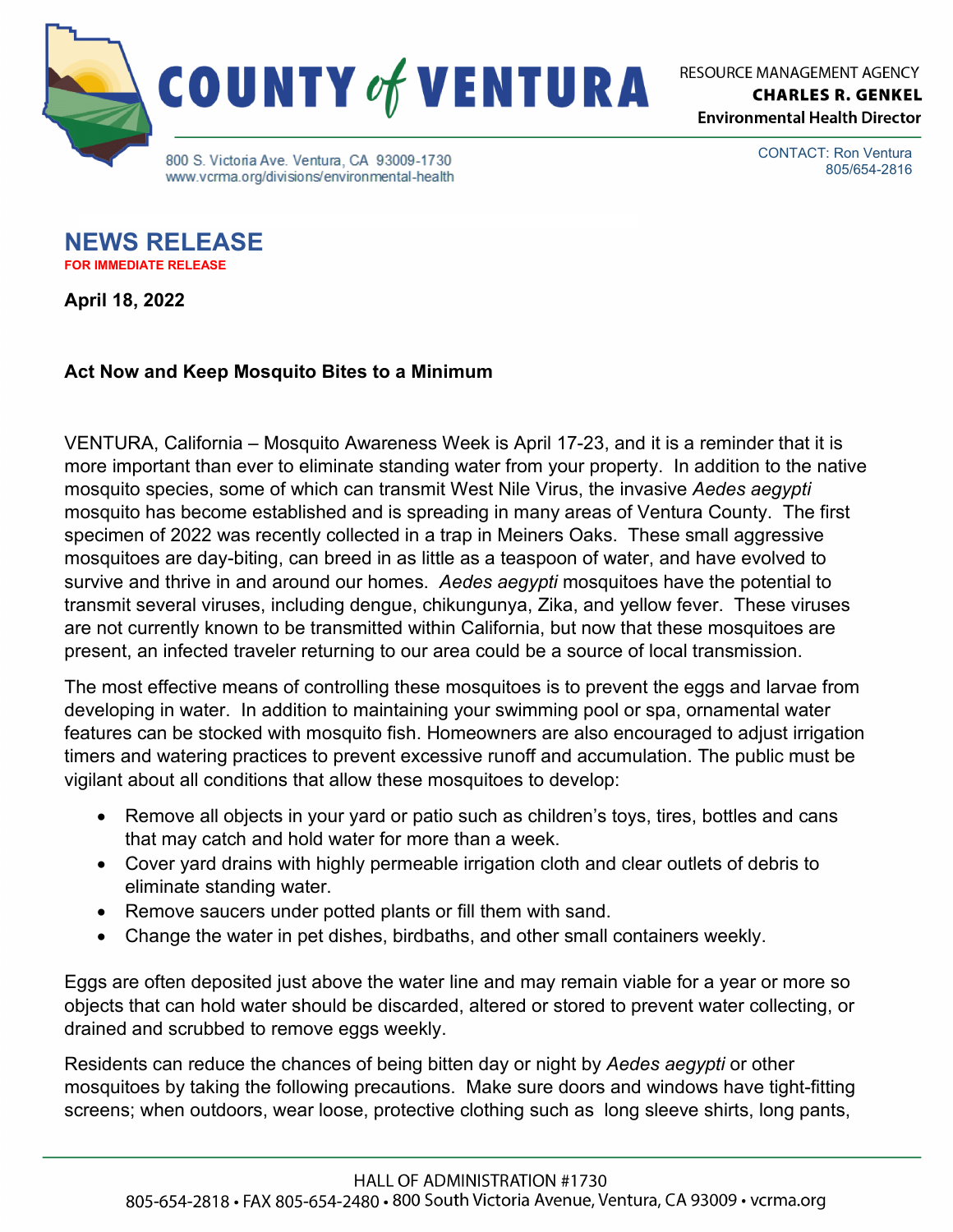COUNTY *of* VENTURA

RESOURCE MANAGEMENT AGENCY
**CHARLES R. GENKEL**
**Environmental Health Director**

800 S. Victoria Ave. Ventura, CA 93009-1730
www.vcrma.org/divisions/environmental-health

CONTACT: Ron Ventura
805/654-2816

# NEWS RELEASE

**FOR IMMEDIATE RELEASE**

**April 18, 2022**

**Act Now and Keep Mosquito Bites to a Minimum**

VENTURA, California – Mosquito Awareness Week is April 17-23, and it is a reminder that it is more important than ever to eliminate standing water from your property. In addition to the native mosquito species, some of which can transmit West Nile Virus, the invasive *Aedes aegypti* mosquito has become established and is spreading in many areas of Ventura County. The first specimen of 2022 was recently collected in a trap in Meiners Oaks. These small aggressive mosquitoes are day-biting, can breed in as little as a teaspoon of water, and have evolved to survive and thrive in and around our homes. *Aedes aegypti* mosquitoes have the potential to transmit several viruses, including dengue, chikungunya, Zika, and yellow fever. These viruses are not currently known to be transmitted within California, but now that these mosquitoes are present, an infected traveler returning to our area could be a source of local transmission.

The most effective means of controlling these mosquitoes is to prevent the eggs and larvae from developing in water. In addition to maintaining your swimming pool or spa, ornamental water features can be stocked with mosquito fish. Homeowners are also encouraged to adjust irrigation timers and watering practices to prevent excessive runoff and accumulation. The public must be vigilant about all conditions that allow these mosquitoes to develop:

- Remove all objects in your yard or patio such as children's toys, tires, bottles and cans that may catch and hold water for more than a week.
- Cover yard drains with highly permeable irrigation cloth and clear outlets of debris to eliminate standing water.
- Remove saucers under potted plants or fill them with sand.
- Change the water in pet dishes, birdbaths, and other small containers weekly.

Eggs are often deposited just above the water line and may remain viable for a year or more so objects that can hold water should be discarded, altered or stored to prevent water collecting, or drained and scrubbed to remove eggs weekly.

Residents can reduce the chances of being bitten day or night by *Aedes aegypti* or other mosquitoes by taking the following precautions. Make sure doors and windows have tight-fitting screens; when outdoors, wear loose, protective clothing such as long sleeve shirts, long pants,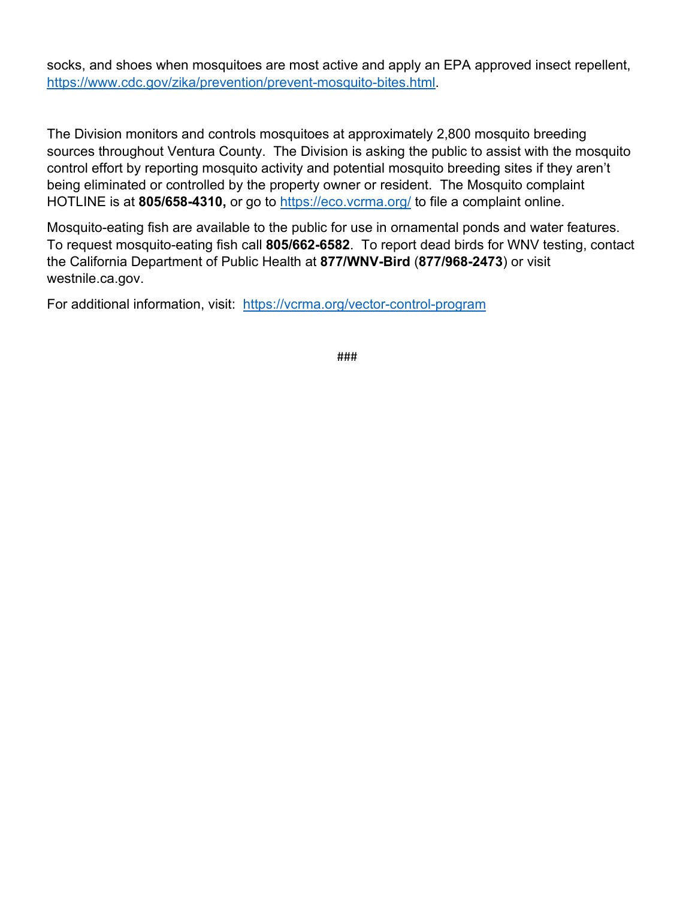socks, and shoes when mosquitoes are most active and apply an EPA approved insect repellent, https://www.cdc.gov/zika/prevention/prevent-mosquito-bites.html.

The Division monitors and controls mosquitoes at approximately 2,800 mosquito breeding sources throughout Ventura County. The Division is asking the public to assist with the mosquito control effort by reporting mosquito activity and potential mosquito breeding sites if they aren't being eliminated or controlled by the property owner or resident. The Mosquito complaint HOTLINE is at **805/658-4310,** or go to https://eco.vcrma.org/ to file a complaint online.

Mosquito-eating fish are available to the public for use in ornamental ponds and water features. To request mosquito-eating fish call **805/662-6582**. To report dead birds for WNV testing, contact the California Department of Public Health at **877/WNV-Bird** (**877/968-2473**) or visit westnile.ca.gov.

For additional information, visit: https://vcrma.org/vector-control-program

###